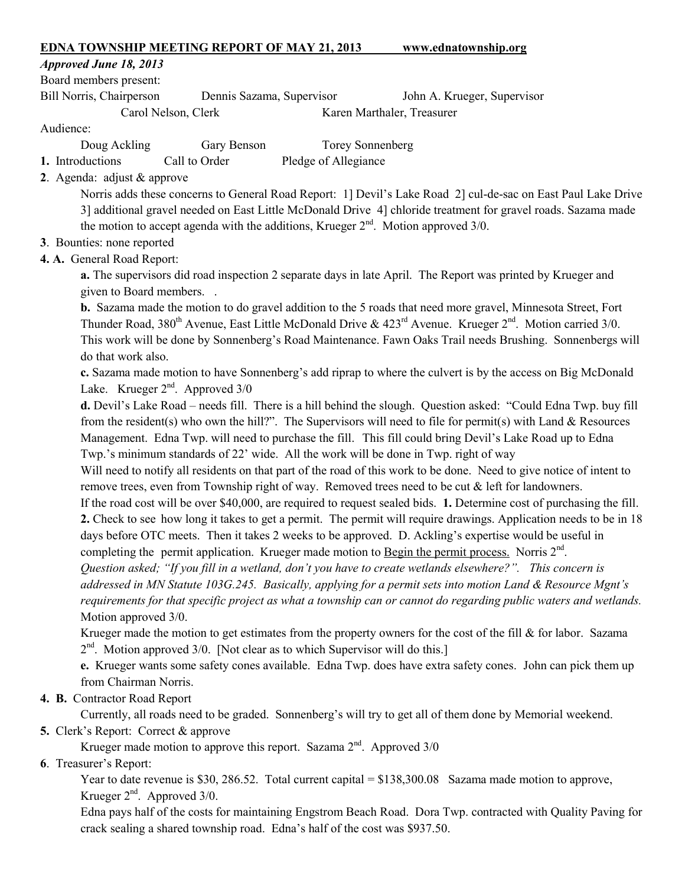**EDNA TOWNSHIP MEETING REPORT OF MAY 21, 2013 www.ednatownship.org**

***Approved June 18, 2013***

Board members present:

Bill Norris, Chairperson Dennis Sazama, Supervisor John A. Krueger, Supervisor

Carol Nelson, Clerk Karen Marthaler, Treasurer

Audience:

Doug Ackling Gary Benson Torey Sonnenberg

**1.** Introductions Call to Order Pledge of Allegiance

**2**. Agenda: adjust & approve

Norris adds these concerns to General Road Report: 1] Devil's Lake Road 2] cul-de-sac on East Paul Lake Drive 3] additional gravel needed on East Little McDonald Drive 4] chloride treatment for gravel roads. Sazama made the motion to accept agenda with the additions, Krueger 2nd. Motion approved 3/0.

**3**. Bounties: none reported

**4. A.** General Road Report:

**a.** The supervisors did road inspection 2 separate days in late April. The Report was printed by Krueger and given to Board members. .

**b.** Sazama made the motion to do gravel addition to the 5 roads that need more gravel, Minnesota Street, Fort Thunder Road, 380th Avenue, East Little McDonald Drive & 423rd Avenue. Krueger 2nd. Motion carried 3/0. This work will be done by Sonnenberg's Road Maintenance. Fawn Oaks Trail needs Brushing. Sonnenbergs will do that work also.

**c.** Sazama made motion to have Sonnenberg's add riprap to where the culvert is by the access on Big McDonald Lake. Krueger 2nd. Approved 3/0

**d.** Devil's Lake Road – needs fill. There is a hill behind the slough. Question asked: "Could Edna Twp. buy fill from the resident(s) who own the hill?". The Supervisors will need to file for permit(s) with Land & Resources Management. Edna Twp. will need to purchase the fill. This fill could bring Devil's Lake Road up to Edna Twp.'s minimum standards of 22' wide. All the work will be done in Twp. right of way

Will need to notify all residents on that part of the road of this work to be done. Need to give notice of intent to remove trees, even from Township right of way. Removed trees need to be cut & left for landowners.

If the road cost will be over $40,000, are required to request sealed bids. **1.** Determine cost of purchasing the fill. **2.** Check to see how long it takes to get a permit. The permit will require drawings. Application needs to be in 18 days before OTC meets. Then it takes 2 weeks to be approved. D. Ackling's expertise would be useful in completing the permit application. Krueger made motion to <u>Begin the permit process.</u> Norris 2nd.

*Question asked; "If you fill in a wetland, don't you have to create wetlands elsewhere?". This concern is addressed in MN Statute 103G.245. Basically, applying for a permit sets into motion Land & Resource Mgnt's requirements for that specific project as what a township can or cannot do regarding public waters and wetlands.* Motion approved 3/0.

Krueger made the motion to get estimates from the property owners for the cost of the fill & for labor. Sazama 2nd. Motion approved 3/0. [Not clear as to which Supervisor will do this.]

**e.** Krueger wants some safety cones available. Edna Twp. does have extra safety cones. John can pick them up from Chairman Norris.

**4. B.** Contractor Road Report

Currently, all roads need to be graded. Sonnenberg's will try to get all of them done by Memorial weekend.

**5.** Clerk's Report: Correct & approve

Krueger made motion to approve this report. Sazama 2nd. Approved 3/0

**6**. Treasurer's Report:

Year to date revenue is $30, 286.52. Total current capital = $138,300.08 Sazama made motion to approve, Krueger 2nd. Approved 3/0.

Edna pays half of the costs for maintaining Engstrom Beach Road. Dora Twp. contracted with Quality Paving for crack sealing a shared township road. Edna's half of the cost was $937.50.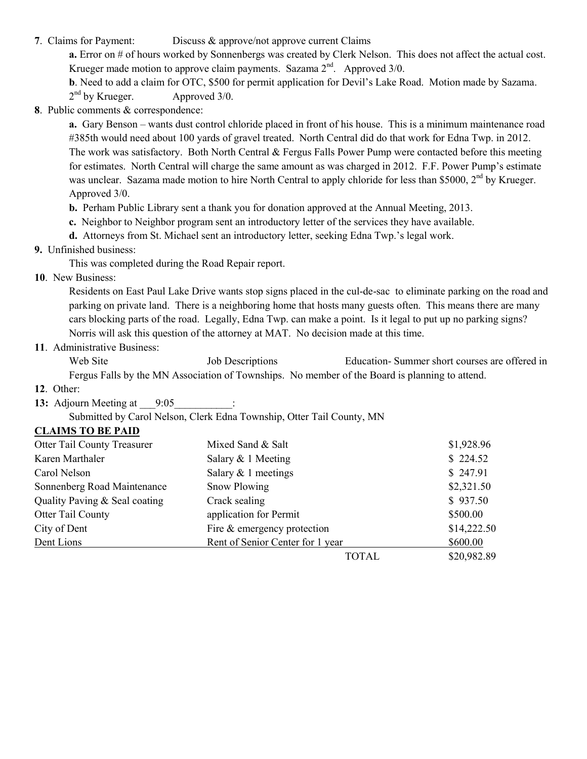**7**. Claims for Payment: Discuss & approve/not approve current Claims

**a.** Error on # of hours worked by Sonnenbergs was created by Clerk Nelson. This does not affect the actual cost. Krueger made motion to approve claim payments. Sazama 2nd. Approved 3/0.

**b**. Need to add a claim for OTC, $500 for permit application for Devil's Lake Road. Motion made by Sazama. 2nd by Krueger. Approved 3/0.

**8**. Public comments & correspondence:

**a.** Gary Benson – wants dust control chloride placed in front of his house. This is a minimum maintenance road #385th would need about 100 yards of gravel treated. North Central did do that work for Edna Twp. in 2012. The work was satisfactory. Both North Central & Fergus Falls Power Pump were contacted before this meeting for estimates. North Central will charge the same amount as was charged in 2012. F.F. Power Pump's estimate was unclear. Sazama made motion to hire North Central to apply chloride for less than $5000, 2nd by Krueger. Approved 3/0.

**b.** Perham Public Library sent a thank you for donation approved at the Annual Meeting, 2013.

**c.** Neighbor to Neighbor program sent an introductory letter of the services they have available.

**d.** Attorneys from St. Michael sent an introductory letter, seeking Edna Twp.'s legal work.

**9.** Unfinished business:

This was completed during the Road Repair report.

**10**. New Business:

Residents on East Paul Lake Drive wants stop signs placed in the cul-de-sac to eliminate parking on the road and parking on private land. There is a neighboring home that hosts many guests often. This means there are many cars blocking parts of the road. Legally, Edna Twp. can make a point. Is it legal to put up no parking signs? Norris will ask this question of the attorney at MAT. No decision made at this time.

**11**. Administrative Business:

Web Site Job Descriptions Education- Summer short courses are offered in Fergus Falls by the MN Association of Townships. No member of the Board is planning to attend.

**12**. Other:

**13:** Adjourn Meeting at ___9:05___________:

Submitted by Carol Nelson, Clerk Edna Township, Otter Tail County, MN

**CLAIMS TO BE PAID**

| | | |
|---|---|---|
| Otter Tail County Treasurer | Mixed Sand & Salt | $1,928.96 |
| Karen Marthaler | Salary & 1 Meeting | $ 224.52 |
| Carol Nelson | Salary & 1 meetings | $ 247.91 |
| Sonnenberg Road Maintenance | Snow Plowing | $2,321.50 |
| Quality Paving & Seal coating | Crack sealing | $ 937.50 |
| Otter Tail County | application for Permit | $500.00 |
| City of Dent | Fire & emergency protection | $14,222.50 |
| Dent Lions | Rent of Senior Center for 1 year | $600.00 |
| | TOTAL | $20,982.89 |